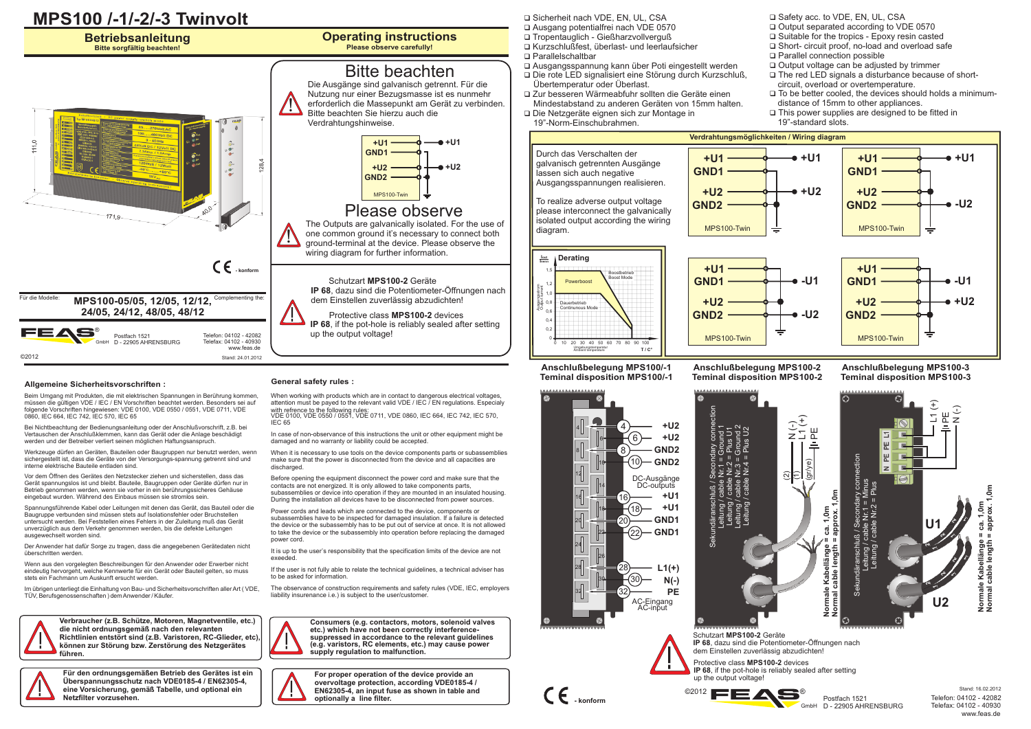# MPS100 /-1/-2/-3 Twinvolt

## Betriebsanleitung

**Bitte sorgfältig beachten!**

## Operating instructions

**Please observe carefully!**

## Bitte beachten

Die Ausgänge sind galvanisch getrennt. Für die Nutzung nur einer Bezugsmasse ist es nunmehr erforderlich die Massepunkt am Gerät zu verbinden. Bitte beachten Sie hierzu auch die Verdrahtungshinweise.

## Please observe

The Outputs are galvanically isolated. For the use of one common ground it's necessary to connect both ground-terminal at the device. Please observe the wiring diagram for further information.

CE - konform

Schutzart **MPS100-2** Geräte
**IP 68**, dazu sind die Potentiometer-Öffnungen nach dem Einstellen zuverlässig abzudichten!

Protective class **MPS100-2** devices
**IP 68**, if the pot-hole is reliably sealed after setting up the output voltage!

Für die Modelle: **MPS100-05/05, 12/05, 12/12, 24/05, 24/12, 48/05, 48/12** Complementing the:

FEAS GmbH, Postfach 1521, D - 22905 AHRENSBURG
Telefon: 04102 - 42082
Telefax: 04102 - 40930
www.feas.de

©2012 Stand: 24.01.2012

- Sicherheit nach VDE, EN, UL, CSA
- Ausgang potentialfrei nach VDE 0570
- Tropentauglich - Gießharzvollverguß
- Kurzschlußfest, überlast- und leerlaufsicher
- Parallelschaltbar
- Ausgangsspannung kann über Poti eingestellt werden
- Die rote LED signalisiert eine Störung durch Kurzschluß, Übertemperatur oder Überlast.
- Zur besseren Wärmeabfuhr sollten die Geräte einen Mindestabstand zu anderen Geräten von 15mm halten.
- Die Netzgeräte eignen sich zur Montage in 19"-Norm-Einschubrahmen.

- Safety acc. to VDE, EN, UL, CSA
- Output separated according to VDE 0570
- Suitable for the tropics - Epoxy resin casted
- Short- circuit proof, no-load and overload safe
- Parallel connection possible
- Output voltage can be adjusted by trimmer
- The red LED signals a disturbance because of short-circuit, overload or overtemperature.
- To be better cooled, the devices should holds a minimum-distance of 15mm to other appliances.
- This power supplies are designed to be fitted in 19"-standard slots.

### Verdrahtungsmöglichkeiten / Wiring diagram

Durch das Verschalten der galvanisch getrennten Ausgänge lassen sich auch negative Ausgangsspannungen realisieren.

To realize adverse output voltage please interconnect the galvanically isolated output according the wiring diagram.

### Derating

Powerboost / Boostbetrieb / Boost Mode; Dauerbetrieb / Continuous Mode; Umgebungstemperatur / Ambient temperature T / C°

### Anschlußbelegung MPS100/-1 / Terminal disposition MPS100/-1

| Pin | Belegung |
|---|---|
| 4 | +U2 |
| 6 | +U2 |
| 8 | GND2 |
| 10 | GND2 |
| | DC-Ausgänge / DC-outputs |
| 16 | +U1 |
| 18 | +U1 |
| 20 | GND1 |
| 22 | GND1 |
| 28 | L1(+) |
| 30 | N(-) |
| 32 | PE |
| | AC-Eingang / AC-input |

### Anschlußbelegung MPS100-2 / Terminal disposition MPS100-2

Sekundäranschluß / Secondary connection
Leitung / cable Nr.1 = Ground 1
Leitung / cable Nr.2 = Plus U1
Leitung / cable Nr.3 = Ground 2
Leitung / cable Nr.4 = Plus U2

N (-) (2), L1 (+) (1), PE (gr/ye)

Normale Kabellänge = ca. 1,0m / Normal cable length = approx. 1,0m

### Anschlußbelegung MPS100-3 / Terminal disposition MPS100-3

Sekundäranschluß / Secondary connection
Leitung / cable Nr.1 = Minus
Leitung / cable Nr.2 = Plus

L1 (+), PE, N (-); U1; U2

Normale Kabellänge = ca. 1,0m / Normal cable length = approx. 1,0m

Schutzart **MPS100-2** Geräte
**IP 68**, dazu sind die Potentiometer-Öffnungen nach dem Einstellen zuverlässig abzudichten!

Protective class **MPS100-2** devices
**IP 68**, if the pot-hole is reliably sealed after setting up the output voltage!

### Allgemeine Sicherheitsvorschriften :

Beim Umgang mit Produkten, die mit elektrischen Spannungen in Berührung kommen, müssen die gültigen VDE / IEC / EN Vorschriften beachtet werden. Besonders sei auf folgende Vorschriften hingewiesen: VDE 0100, VDE 0550 / 0551, VDE 0711, VDE 0860, IEC 664, IEC 742, IEC 570, IEC 65

Bei Nichtbeachtung der Bedienungsanleitung oder der Anschlußvorschrift, z.B. bei Vertauschen der Anschlußklemmen, kann das Gerät oder die Anlage beschädigt werden und der Betreiber verliert seinen möglichen Haftungsanspruch.

Werkzeuge dürfen an Geräten, Bauteilen oder Baugruppen nur benutzt werden, wenn sichergestellt ist, dass die Geräte von der Versorgungs-spannung getrennt sind und interne elektrische Bauteile entladen sind.

Vor dem Öffnen des Gerätes den Netzstecker ziehen und sicherstellen, dass das Gerät spannungslos ist und bleibt. Bauteile, Baugruppen oder Geräte dürfen nur in Betrieb genommen werden, wenn sie vorher in ein berührungssicheres Gehäuse eingebaut wurden. Während des Einbaus müssen sie stromlos sein.

Spannungsführende Kabel oder Leitungen mit denen das Gerät, das Bauteil oder die Baugruppe verbunden sind müssen stets auf Isolationsfehler oder Bruchstellen untersucht werden. Bei Feststellen eines Fehlers in der Zuleitung muß das Gerät unverzüglich aus dem Verkehr genommen werden, bis die defekte Leitungen ausgewechselt worden sind.

Der Anwender hat dafür Sorge zu tragen, dass die angegebenen Gerätedaten nicht überschritten werden.

Wenn aus den vorgelegten Beschreibungen für den Anwender oder Erwerber nicht eindeutig hervorgeht, welche Kennwerte für ein Gerät oder Bauteil gelten, so muss stets ein Fachmann um Auskunft ersucht werden.

Im übrigen unterliegt die Einhaltung von Bau- und Sicherheitsvorschriften aller Art ( VDE, TÜV, Berufsgenossenschaften ) dem Anwender / Käufer.

**Verbraucher (z.B. Schütze, Motoren, Magnetventile, etc.) die nicht ordnungsgemäß nach den relevanten Richtlinien entstört sind (z.B. Varistoren, RC-Glieder, etc), können zur Störung bzw. Zerstörung des Netzgerätes führen.**

**Für den ordnungsgemäßen Betrieb des Gerätes ist ein Überspannungsschutz nach VDE0185-4 / EN62305-4, eine Vorsicherung, gemäß Tabelle, und optional ein Netzfilter vorzusehen.**

### General safety rules :

When working with products which are in contact to dangerous electrical voltages, attention must be payed to the relevant valid VDE / IEC / EN regulations. Especialy with refrence to the following rules: VDE 0100, VDE 0550 / 0551, VDE 0711, VDE 0860, IEC 664, IEC 742, IEC 570, IEC 65

In case of non-observance of this instructions the unit or other equipment might be damaged and no warranty or liability could be accepted.

When it is necessary to use tools on the device components parts or subassemblies make sure that the power is disconnected from the device and all capacities are discharged.

Before opening the equipment disconnect the power cord and make sure that the contacts are not energized. It is only allowed to take components parts, subassemblies or device into operation if they are mounted in an insulated housing. During the installation all devices have to be disconnected from power sources.

Power cords and leads which are connected to the device, components or subassemblies have to be inspected for damaged insulation. If a failure is detected the device or the subassembly has to be put out of service at once. It is not allowed to take the device or the subassembly into operation before replacing the damaged power cord.

It is up to the user's responsibility that the specification limits of the device are not exeeded.

If the user is not fully able to relate the technical guidelines, a technical adviser has to be asked for information.

The observance of construction requirements and safety rules (VDE, IEC, employers liability insurance i.e.) is subject to the user/customer.

**Consumers (e.g. contactors, motors, solenoid valves etc.) which have not been correctly interference-suppressed in accordance to the relevant guidelines (e.g. varistors, RC elements, etc.) may cause power supply regulation to malfunction.**

**For proper operation of the device provide an overvoltage protection, according VDE0185-4 / EN62305-4, an input fuse as shown in table and optionally a line filter.**

CE - konform

©2012 FEAS GmbH, Postfach 1521, D - 22905 AHRENSBURG
Stand: 16.02.2012
Telefon: 04102 - 42082
Telefax: 04102 - 40930
www.feas.de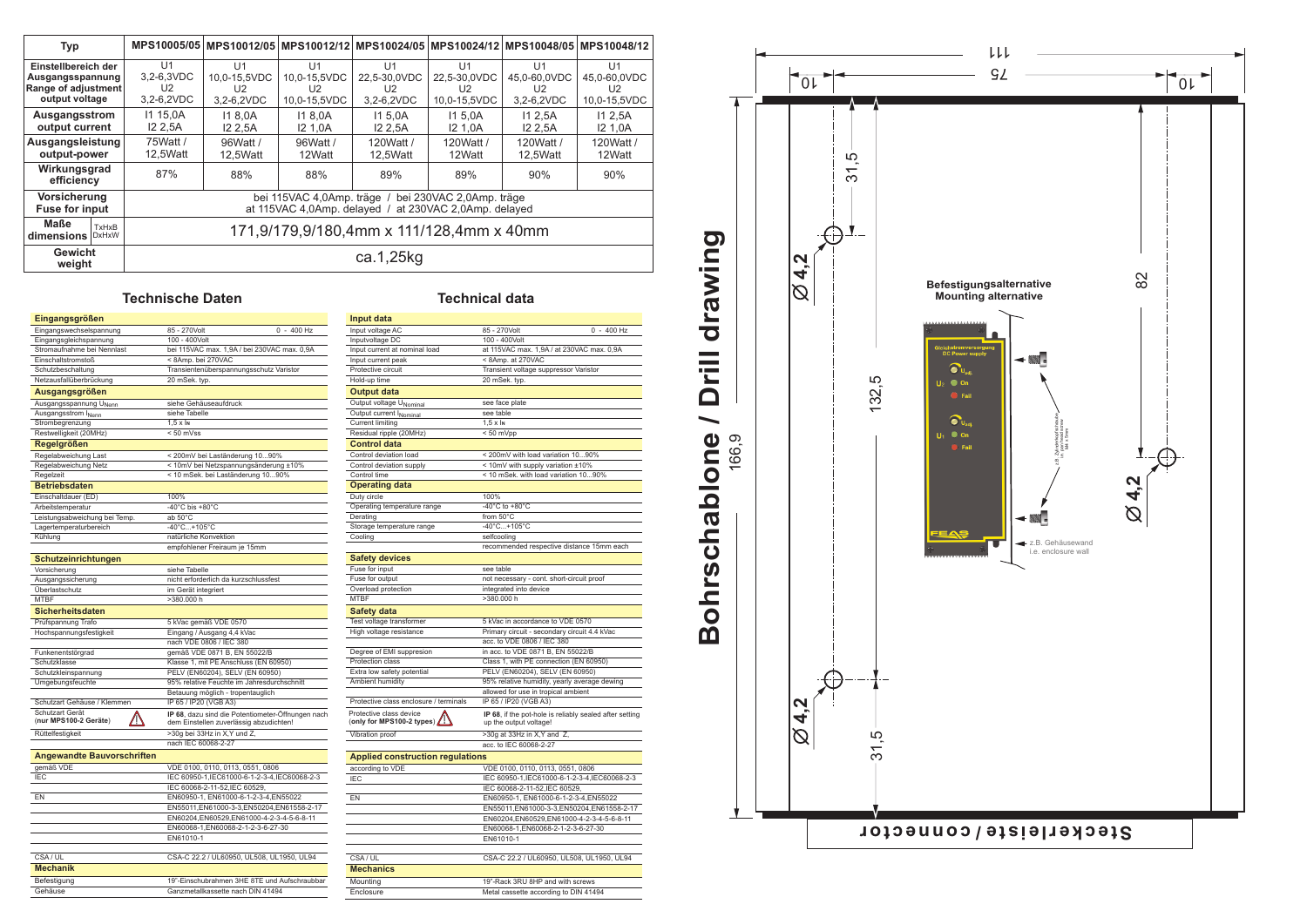| Typ | MPS10005/05 | MPS10012/05 | MPS10012/12 | MPS10024/05 | MPS10024/12 | MPS10048/05 | MPS10048/12 |
|---|---|---|---|---|---|---|---|
| Einstellbereich der Ausgangsspannung Range of adjustment output voltage | U1 3,2-6,3VDC U2 3,2-6,2VDC | U1 10,0-15,5VDC U2 3,2-6,2VDC | U1 10,0-15,5VDC U2 10,0-15,5VDC | U1 22,5-30,0VDC U2 3,2-6,2VDC | U1 22,5-30,0VDC U2 10,0-15,5VDC | U1 45,0-60,0VDC U2 3,2-6,2VDC | U1 45,0-60,0VDC U2 10,0-15,5VDC |
| Ausgangsstrom output current | I1 15,0A I2 2,5A | I1 8,0A I2 2,5A | I1 8,0A I2 1,0A | I1 5,0A I2 2,5A | I1 5,0A I2 1,0A | I1 2,5A I2 2,5A | I1 2,5A I2 1,0A |
| Ausgangsleistung output-power | 75Watt / 12,5Watt | 96Watt / 12,5Watt | 96Watt / 12Watt | 120Watt / 12,5Watt | 120Watt / 12Watt | 120Watt / 12,5Watt | 120Watt / 12Watt |
| Wirkungsgrad efficiency | 87% | 88% | 88% | 89% | 89% | 90% | 90% |
| Vorsicherung Fuse for input | bei 115VAC 4,0Amp. träge / bei 230VAC 2,0Amp. träge at 115VAC 4,0Amp. delayed / at 230VAC 2,0Amp. delayed | | | | | | |
| Maße dimensions TxHxB DxHxW | 171,9/179,9/180,4mm x 111/128,4mm x 40mm | | | | | | |
| Gewicht weight | ca.1,25kg | | | | | | |

## Technische Daten

| | | |
|---|---|---|
| **Eingangsgrößen** | | |
| Eingangswechselspannung | 85 - 270Volt | 0 - 400 Hz |
| Eingangsgleichspannung | 100 - 400Volt | |
| Stromaufnahme bei Nennlast | bei 115VAC max. 1,9A / bei 230VAC max. 0,9A | |
| Einschaltstromstoß | < 8Amp. bei 270VAC | |
| Schutzbeschaltung | Transientenüberspannungsschutz Varistor | |
| Netzausfallüberbrückung | 20 mSek. typ. | |
| **Ausgangsgrößen** | | |
| Ausgangsspannung $U_{Nenn}$ | siehe Gehäuseaufdruck | |
| Ausgangsstrom $I_{Nenn}$ | siehe Tabelle | |
| Strombegrenzung | 1,5 x $I_N$ | |
| Restwelligkeit (20MHz) | < 50 mVss | |
| **Regelgrößen** | | |
| Regelabweichung Last | < 200mV bei Laständerung 10...90% | |
| Regelabweichung Netz | < 10mV bei Netzspannungsänderung ±10% | |
| Regelzeit | < 10 mSek. bei Laständerung 10...90% | |
| **Betriebsdaten** | | |
| Einschaltdauer (ED) | 100% | |
| Arbeitstemperatur | -40°C bis +80°C | |
| Leistungsabweichung bei Temp. | ab 50°C | |
| Lagertemperaturbereich | -40°C...+105°C | |
| Kühlung | natürliche Konvektion | |
| | empfohlener Freiraum je 15mm | |
| **Schutzeinrichtungen** | | |
| Vorsicherung | siehe Tabelle | |
| Ausgangssicherung | nicht erforderlich da kurzschlussfest | |
| Überlastschutz | im Gerät integriert | |
| MTBF | >380.000 h | |
| **Sicherheitsdaten** | | |
| Prüfspannung Trafo | 5 kVac gemäß VDE 0570 | |
| Hochspannungsfestigkeit | Eingang / Ausgang 4,4 kVac | |
| | nach VDE 0806 / IEC 380 | |
| Funkenentstörgrad | gemäß VDE 0871 B, EN 55022/B | |
| Schutzklasse | Klasse 1, mit PE Anschluss (EN 60950) | |
| Schutzkleinspannung | PELV (EN60204), SELV (EN 60950) | |
| Umgebungsfeuchte | 95% relative Feuchte im Jahresdurchschnitt | |
| | Betauung möglich - tropentauglich | |
| Schutzart Gehäuse / Klemmen | IP 65 / IP20 (VGB A3) | |
| Schutzart Gerät (**nur MPS100-2 Geräte**) ⚠ | **IP 68**, dazu sind die Potentiometer-Öffnungen nach dem Einstellen zuverlässig abzudichten! | |
| Rüttelfestigkeit | >30g bei 33Hz in X,Y und Z, | |
| | nach IEC 60068-2-27 | |
| **Angewandte Bauvorschriften** | | |
| gemäß VDE | VDE 0100, 0110, 0113, 0551, 0806 | |
| IEC | IEC 60950-1,IEC61000-6-1-2-3-4,IEC60068-2-3 | |
| | IEC 60068-2-11-52,IEC 60529, | |
| EN | EN60950-1, EN61000-6-1-2-3-4,EN55022 | |
| | EN55011,EN61000-3-3,EN50204,EN61558-2-17 | |
| | EN60204,EN60529,EN61000-4-2-3-4-5-6-8-11 | |
| | EN60068-1,EN60068-2-1-2-3-6-27-30 | |
| | EN61010-1 | |
| CSA / UL | CSA-C 22.2 / UL60950, UL508, UL1950, UL94 | |
| **Mechanik** | | |
| Befestigung | 19"-Einschubrahmen 3HE 8TE und Aufschraubbar | |
| Gehäuse | Ganzmetallkassette nach DIN 41494 | |

## Technical data

| | | |
|---|---|---|
| **Input data** | | |
| Input voltage AC | 85 - 270Volt | 0 - 400 Hz |
| Inputvoltage DC | 100 - 400Volt | |
| Input current at nominal load | at 115VAC max. 1,9A / at 230VAC max. 0,9A | |
| Input current peak | < 8Amp. at 270VAC | |
| Protective circuit | Transient voltage suppressor Varistor | |
| Hold-up time | 20 mSek. typ. | |
| **Output data** | | |
| Output voltage $U_{Nominal}$ | see face plate | |
| Output current $I_{Nominal}$ | see table | |
| Current limiting | 1,5 x $I_N$ | |
| Residual ripple (20MHz) | < 50 mVpp | |
| **Control data** | | |
| Control deviation load | < 200mV with load variation 10...90% | |
| Control deviation supply | < 10mV with supply variation ±10% | |
| Control time | < 10 mSek. with load variation 10...90% | |
| **Operating data** | | |
| Duty circle | 100% | |
| Operating temperature range | -40°C to +80°C | |
| Derating | from 50°C | |
| Storage temperature range | -40°C...+105°C | |
| Cooling | selfcooling | |
| | recommended respective distance 15mm each | |
| **Safety devices** | | |
| Fuse for input | see table | |
| Fuse for output | not necessary - cont. short-circuit proof | |
| Overload protection | integrated into device | |
| MTBF | >380.000 h | |
| **Safety data** | | |
| Test voltage transformer | 5 kVac in accordance to VDE 0570 | |
| High voltage resistance | Primary circuit - secondary circuit 4.4 kVac | |
| | acc. to VDE 0806 / IEC 380 | |
| Degree of EMI suppresion | in acc. to VDE 0871 B, EN 55022/B | |
| Protection class | Class 1, with PE connection (EN 60950) | |
| Extra low safety potential | PELV (EN60204), SELV (EN 60950) | |
| Ambient humidity | 95% relative humidity, yearly average dewing | |
| | allowed for use in tropical ambient | |
| Protective class enclosure / terminals | IP 65 / IP20 (VGB A3) | |
| Protective class device (**only for MPS100-2 types**) ⚠ | **IP 68**, if the pot-hole is reliably sealed after setting up the output voltage! | |
| Vibration proof | >30g at 33Hz in X,Y and Z, | |
| | acc. to IEC 60068-2-27 | |
| **Applied construction regulations** | | |
| according to VDE | VDE 0100, 0110, 0113, 0551, 0806 | |
| IEC | IEC 60950-1,IEC61000-6-1-2-3-4,IEC60068-2-3 | |
| | IEC 60068-2-11-52,IEC 60529, | |
| EN | EN60950-1, EN61000-6-1-2-3-4,EN55022 | |
| | EN55011,EN61000-3-3,EN50204,EN61558-2-17 | |
| | EN60204,EN60529,EN61000-4-2-3-4-5-6-8-11 | |
| | EN60068-1,EN60068-2-1-2-3-6-27-30 | |
| | EN61010-1 | |
| CSA / UL | CSA-C 22.2 / UL60950, UL508, UL1950, UL94 | |
| **Mechanics** | | |
| Mounting | 19"-Rack 3RU 8HP and with screws | |
| Enclosure | Metal cassette according to DIN 41494 | |

## Bohrschablone / Drill drawing

111

75

10

10

31,5

Ø 4,2

132,5

166,9

82

Ø 4,2

Ø 4,2

31,5

**Befestigungsalternative**
**Mounting alternative**

Gleichstromversorgung
DC Power supply

$U_2$ On Fail

$U_1$ On Fail

z.B. Gehäusewand
i.e. enclosure wall

Steckerleiste / connector